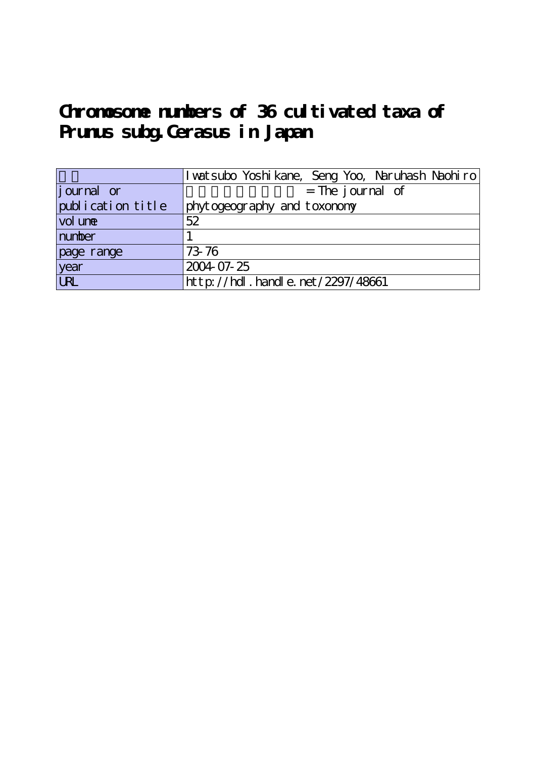# Chronosome numbers of 36 cultivated taxa of Prunus subg.Cerasus in Japan

| | |
|---|---|
| | Iwatsubo Yoshikane, Seng Yoo, Naruhash Naohiro |
| journal or publication title | = The journal of phytogeography and toxonomy |
| volume | 52 |
| number | 1 |
| page range | 73-76 |
| year | 2004-07-25 |
| URL | http://hdl.handle.net/2297/48661 |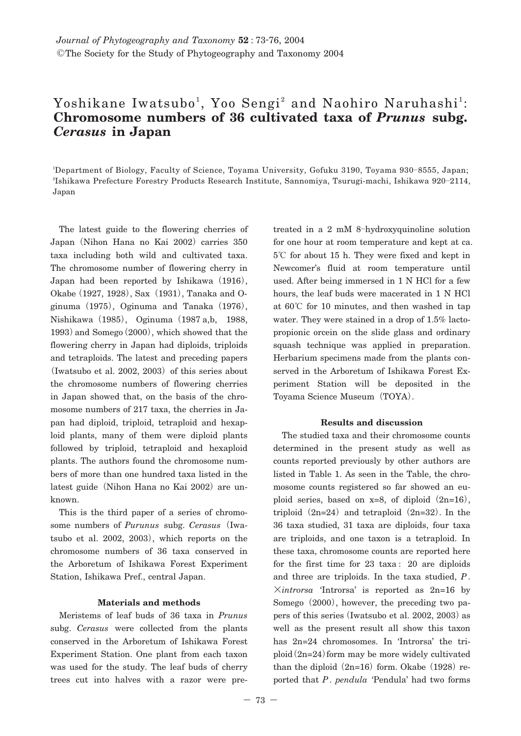Yoshikane Iwatsubo[1], Yoo Sengi[2] and Naohiro Naruhashi[1]: **Chromosome numbers of 36 cultivated taxa of *Prunus* subg. *Cerasus* in Japan**

[1]Department of Biology, Faculty of Science, Toyama University, Gofuku 3190, Toyama 930–8555, Japan; [2]Ishikawa Prefecture Forestry Products Research Institute, Sannomiya, Tsurugi-machi, Ishikawa 920–2114, Japan

The latest guide to the flowering cherries of Japan (Nihon Hana no Kai 2002) carries 350 taxa including both wild and cultivated taxa. The chromosome number of flowering cherry in Japan had been reported by Ishikawa (1916), Okabe (1927, 1928), Sax (1931), Tanaka and Oginuma (1975), Oginuma and Tanaka (1976), Nishikawa (1985), Oginuma (1987 a,b, 1988, 1993) and Somego (2000), which showed that the flowering cherry in Japan had diploids, triploids and tetraploids. The latest and preceding papers (Iwatsubo et al. 2002, 2003) of this series about the chromosome numbers of flowering cherries in Japan showed that, on the basis of the chromosome numbers of 217 taxa, the cherries in Japan had diploid, triploid, tetraploid and hexaploid plants, many of them were diploid plants followed by triploid, tetraploid and hexaploid plants. The authors found the chromosome numbers of more than one hundred taxa listed in the latest guide (Nihon Hana no Kai 2002) are unknown.

This is the third paper of a series of chromosome numbers of *Purunus* subg. *Cerasus* (Iwatsubo et al. 2002, 2003), which reports on the chromosome numbers of 36 taxa conserved in the Arboretum of Ishikawa Forest Experiment Station, Ishikawa Pref., central Japan.

## Materials and methods

Meristems of leaf buds of 36 taxa in *Prunus* subg. *Cerasus* were collected from the plants conserved in the Arboretum of Ishikawa Forest Experiment Station. One plant from each taxon was used for the study. The leaf buds of cherry trees cut into halves with a razor were pretreated in a 2 mM 8–hydroxyquinoline solution for one hour at room temperature and kept at ca. 5℃ for about 15 h. They were fixed and kept in Newcomer's fluid at room temperature until used. After being immersed in 1 N HCl for a few hours, the leaf buds were macerated in 1 N HCl at 60℃ for 10 minutes, and then washed in tap water. They were stained in a drop of 1.5% lacto-propionic orcein on the slide glass and ordinary squash technique was applied in preparation. Herbarium specimens made from the plants conserved in the Arboretum of Ishikawa Forest Experiment Station will be deposited in the Toyama Science Museum (TOYA).

## Results and discussion

The studied taxa and their chromosome counts determined in the present study as well as counts reported previously by other authors are listed in Table 1. As seen in the Table, the chromosome counts registered so far showed an euploid series, based on x=8, of diploid (2n=16), triploid (2n=24) and tetraploid (2n=32). In the 36 taxa studied, 31 taxa are diploids, four taxa are triploids, and one taxon is a tetraploid. In these taxa, chromosome counts are reported here for the first time for 23 taxa: 20 are diploids and three are triploids. In the taxa studied, *P*. ×*introrsa* 'Introrsa' is reported as 2n=16 by Somego (2000), however, the preceding two papers of this series (Iwatsubo et al. 2002, 2003) as well as the present result all show this taxon has 2n=24 chromosomes. In 'Introrsa' the triploid (2n=24) form may be more widely cultivated than the diploid (2n=16) form. Okabe (1928) reported that *P*. *pendula* 'Pendula' had two forms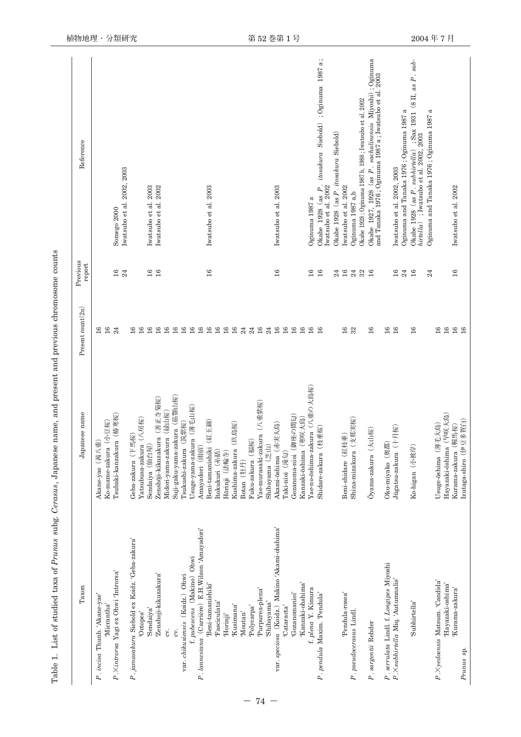Table 1. List of studied taxa of *Prunus* subg. *Cerasus*, Japanese name, and present and previous chromosome counts

| Taxon | Japanese name | Present count (2n) | Previous report | Reference |
|---|---|---|---|---|
| *P. incisa* Thunb. 'Akane-yae' | Akane-yae（茜八重） | 16 | | |
| 'Micrantha' | Ko-mame-zakura（小豆桜） | 16 | | |
| *P.* ×*introrsa* Yagi ex Ohwi 'Introrsa' | Tsubaki-kanzakura（椿寒桜） | 24 | 16 | Somego 2000 |
| | | | 24 | Iwatsubo et al. 2002, 2003 |
| *P. jamasakura* Siebold ex Koidz. 'Geba-zakura' | Geba-zakura（下馬桜） | 16 | | |
| 'Octopes' | Yatsubusa-zakura（八房桜） | 16 | | |
| 'Sendaiya' | Sendaiya（仙台屋） | 16 | 16 | Iwatsubo et al. 2003 |
| 'Zenshoji-kikuzakura' | Zenshōji-kikuzakura（善正寺菊桜） | 16 | 16 | Iwatsubo et al. 2002 |
| cv. | Midori-yama-zakura（緑山桜） | 16 | | |
| cv. | Suji-gaku-yama-zakura（筋萼山桜） | 16 | | |
| var. *chikusiensis*（Koidz.）Ohwi | Tsukushi-zakura（筑紫桜） | 16 | | |
| f. *pubescens*（Makino）Ohwi | Usuge-yama-zakura（薄毛山桜） | 16 | | |
| *P. lannesiana*（Carrière）E.H.Wilson 'Amayadori' | Amayadori（雨宿） | 16 | | |
| 'Beni-tamanishiki' | Beni-tamanishiki（紅玉錦） | 16 | 16 | Iwatsubo et al. 2003 |
| 'Fasciculata' | Itokukuri（糸括） | 16 | | |
| 'Horinji' | Hōrinji（法輪寺） | 16 | | |
| 'Kusimana' | Kushima-zakura（玖島桜） | 16 | | |
| 'Moutan' | Botan（牡丹） | 24 | | |
| 'Polycarpa' | Fuku-zakura（福桜） | 24 | | |
| 'Purpurea-plena' | Yae-murasaki-zakura（八重紫桜） | 16 | | |
| 'Shibayama' | Shibayama（芝山） | 24 | | |
| var. *speciosa*（Koidz.）Makino 'Akami-ohshima' | Akami-ōshima（赤実大島） | 16 | 16 | Iwatsubo et al. 2003 |
| 'Cataracta' | Taki-nioi（滝匂） | 16 | | |
| 'Gozanomanioi' | Gozanoma-nioi（御座の間匂） | 16 | | |
| 'Kanzaki-ohshima' | Kanzaki-ōshima（寒咲大島） | 16 | | |
| f. *plena* Y. Kimura | Yae-no-ōshima-zakura（八重の大島桜） | 16 | 16 | Oginuma 1987 a |
| *P. pendula* Maxim. 'Pendula' | Shidare-zakura（枝垂桜） | 16 | 16 | Okabe 1928（as *P. itosakura* Siebold）; Oginuma 1987 a; Iwatsubo et al. 2002 |
| | | | 24 | Okabe 1928（as *P. itosakura* Siebold） |
| 'Pendula-rosea' | Beni-shidare（紅枝垂） | 16 | 16 | Iwatsubo et al. 2002 |
| *P. pseudocerasus* Lindl. | Shina-mizakura（支那実桜） | 32 | 24 | Oginuma 1987 a,b |
| | | | 32 | Okabe 1928; Oginuma 1987 b, 1988; Iwatsubo et al. 2002 |
| *P. sargentii* Rehder | Ōyama-zakura（大山桜） | 16 | 16 | Okabe 1927, 1928（as *P. sachalinensis* Miyoshi）; Oginuma and Tanaka 1976; Oginuma 1987 a; Iwatsubo et al. 2003 |
| *P. serrulata* Lindl. f. *Longipes* Miyoshi | Oku-miyako（奥都） | 16 | | |
| *P.* ×*subhirtella* Miq. 'Autumnalis' | Jūgatsu-zakura（十月桜） | 16 | 16 | Iwatsubo et al. 2002, 2003 |
| | | | 24 | Oginuma and Tanaka 1976; Oginuma 1987 a |
| 'Subhirtella' | Ko-higan（小彼岸） | 16 | 16 | Okabe 1928（as *P. subhirtella*）; Sax 1931（8 II, as *P. subhirtella*）; Iwatsubo et al. 2002, 2003 |
| | | | 24 | Oginuma and Tanaka 1976; Oginuma 1987 a |
| *P.* ×*yedoensis* Matsum. 'Candida' | Usuge-ōshima（薄毛大島） | 16 | | |
| 'Hayazaki-oshima' | Hayazaki-ōshima（早咲大島） | 16 | | |
| 'Kurama-zakura' | Kurama-zakura（鞍馬桜） | 16 | 16 | Iwatsubo et al. 2002 |
| *Prunus* sp. | Izutaga-shiro（伊豆多賀白） | 16 | | |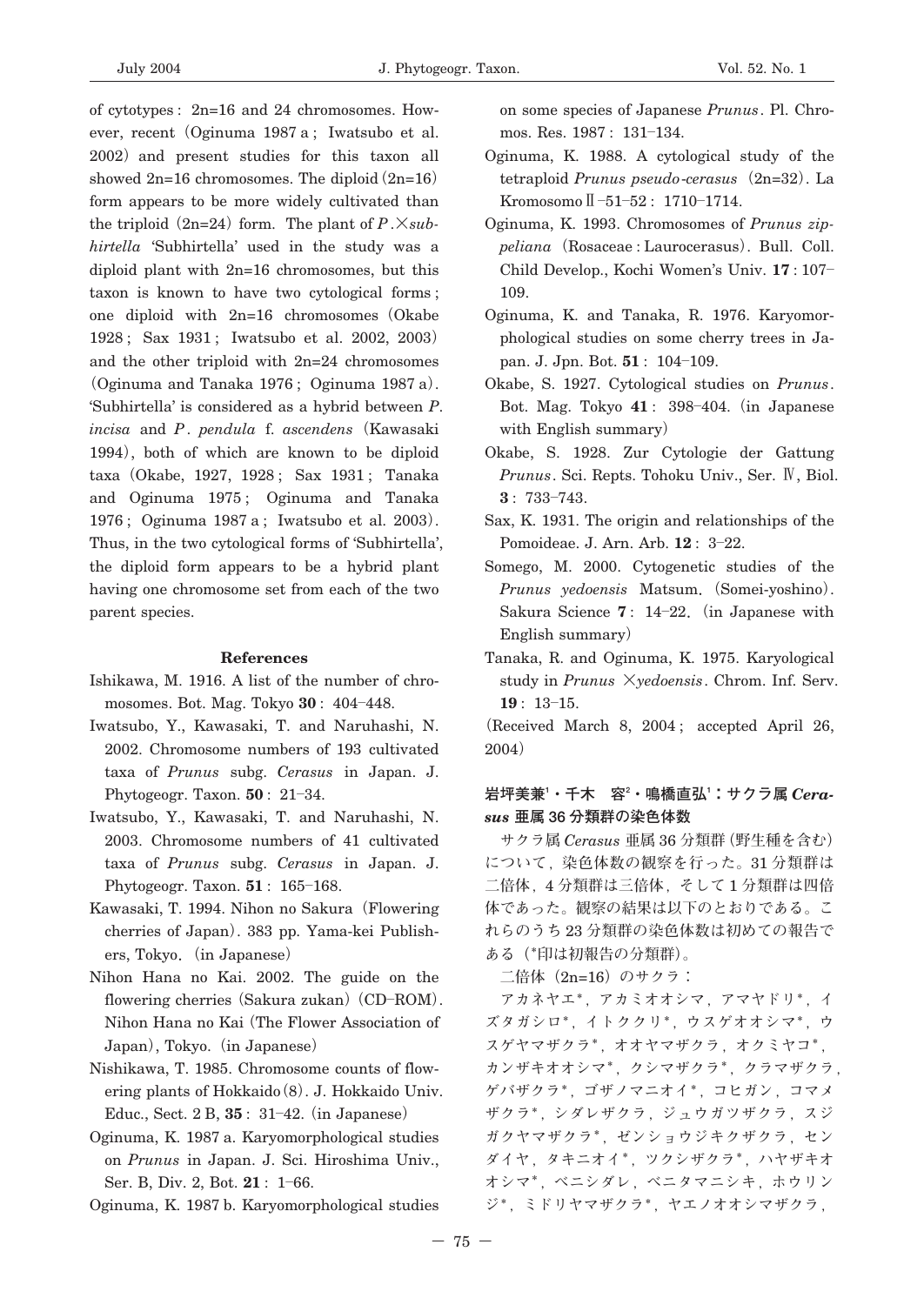of cytotypes: 2n=16 and 24 chromosomes. However, recent (Oginuma 1987 a; Iwatsubo et al. 2002) and present studies for this taxon all showed 2n=16 chromosomes. The diploid (2n=16) form appears to be more widely cultivated than the triploid (2n=24) form. The plant of *P.*×*subhirtella* 'Subhirtella' used in the study was a diploid plant with 2n=16 chromosomes, but this taxon is known to have two cytological forms; one diploid with 2n=16 chromosomes (Okabe 1928; Sax 1931; Iwatsubo et al. 2002, 2003) and the other triploid with 2n=24 chromosomes (Oginuma and Tanaka 1976; Oginuma 1987 a). 'Subhirtella' is considered as a hybrid between *P. incisa* and *P. pendula* f. *ascendens* (Kawasaki 1994), both of which are known to be diploid taxa (Okabe, 1927, 1928; Sax 1931; Tanaka and Oginuma 1975; Oginuma and Tanaka 1976; Oginuma 1987 a; Iwatsubo et al. 2003). Thus, in the two cytological forms of 'Subhirtella', the diploid form appears to be a hybrid plant having one chromosome set from each of the two parent species.

## References

Ishikawa, M. 1916. A list of the number of chromosomes. Bot. Mag. Tokyo **30**: 404–448.

Iwatsubo, Y., Kawasaki, T. and Naruhashi, N. 2002. Chromosome numbers of 193 cultivated taxa of *Prunus* subg. *Cerasus* in Japan. J. Phytogeogr. Taxon. **50**: 21–34.

Iwatsubo, Y., Kawasaki, T. and Naruhashi, N. 2003. Chromosome numbers of 41 cultivated taxa of *Prunus* subg. *Cerasus* in Japan. J. Phytogeogr. Taxon. **51**: 165–168.

Kawasaki, T. 1994. Nihon no Sakura (Flowering cherries of Japan). 383 pp. Yama-kei Publishers, Tokyo. (in Japanese)

Nihon Hana no Kai. 2002. The guide on the flowering cherries (Sakura zukan) (CD-ROM). Nihon Hana no Kai (The Flower Association of Japan), Tokyo. (in Japanese)

Nishikawa, T. 1985. Chromosome counts of flowering plants of Hokkaido (8). J. Hokkaido Univ. Educ., Sect. 2 B, **35**: 31–42. (in Japanese)

Oginuma, K. 1987 a. Karyomorphological studies on *Prunus* in Japan. J. Sci. Hiroshima Univ., Ser. B, Div. 2, Bot. **21**: 1–66.

Oginuma, K. 1987 b. Karyomorphological studies on some species of Japanese *Prunus*. Pl. Chromos. Res. 1987: 131–134.

Oginuma, K. 1988. A cytological study of the tetraploid *Prunus pseudo-cerasus* (2n=32). La Kromosomo II-51–52: 1710–1714.

Oginuma, K. 1993. Chromosomes of *Prunus zippeliana* (Rosaceae: Laurocerasus). Bull. Coll. Child Develop., Kochi Women's Univ. **17**: 107–109.

Oginuma, K. and Tanaka, R. 1976. Karyomorphological studies on some cherry trees in Japan. J. Jpn. Bot. **51**: 104–109.

Okabe, S. 1927. Cytological studies on *Prunus*. Bot. Mag. Tokyo **41**: 398–404. (in Japanese with English summary)

Okabe, S. 1928. Zur Cytologie der Gattung *Prunus*. Sci. Repts. Tohoku Univ., Ser. IV, Biol. **3**: 733–743.

Sax, K. 1931. The origin and relationships of the Pomoideae. J. Arn. Arb. **12**: 3–22.

Somego, M. 2000. Cytogenetic studies of the *Prunus yedoensis* Matsum. (Somei-yoshino). Sakura Science **7**: 14–22. (in Japanese with English summary)

Tanaka, R. and Oginuma, K. 1975. Karyological study in *Prunus* ×*yedoensis*. Chrom. Inf. Serv. **19**: 13–15.

(Received March 8, 2004; accepted April 26, 2004)

## 岩坪美兼[1]・千木　容[2]・鳴橋直弘[1]：サクラ属 *Cerasus* 亜属 36 分類群の染色体数

サクラ属 *Cerasus* 亜属 36 分類群（野生種を含む）について，染色体数の観察を行った。31 分類群は二倍体，4 分類群は三倍体，そして 1 分類群は四倍体であった。観察の結果は以下のとおりである。これらのうち 23 分類群の染色体数は初めての報告である（*印は初報告の分類群）。

二倍体（2n=16）のサクラ：

アカネヤエ*，アカミオオシマ，アマヤドリ*，イズタガシロ*，イトククリ*，ウスゲオオシマ*，ウスゲヤマザクラ*，オオヤマザクラ，オクミヤコ*，カンザキオオシマ*，クシマザクラ*，クラマザクラ，ゲバザクラ*，ゴザノマニオイ*，コヒガン，コマメザクラ*，シダレザクラ，ジュウガツザクラ，スジガクヤマザクラ*，ゼンショウジキクザクラ，センダイヤ，タキニオイ*，ツクシザクラ*，ハヤザキオオシマ*，ベニシダレ，ベニタマニシキ，ホウリンジ*，ミドリヤマザクラ*，ヤエノオオシマザクラ，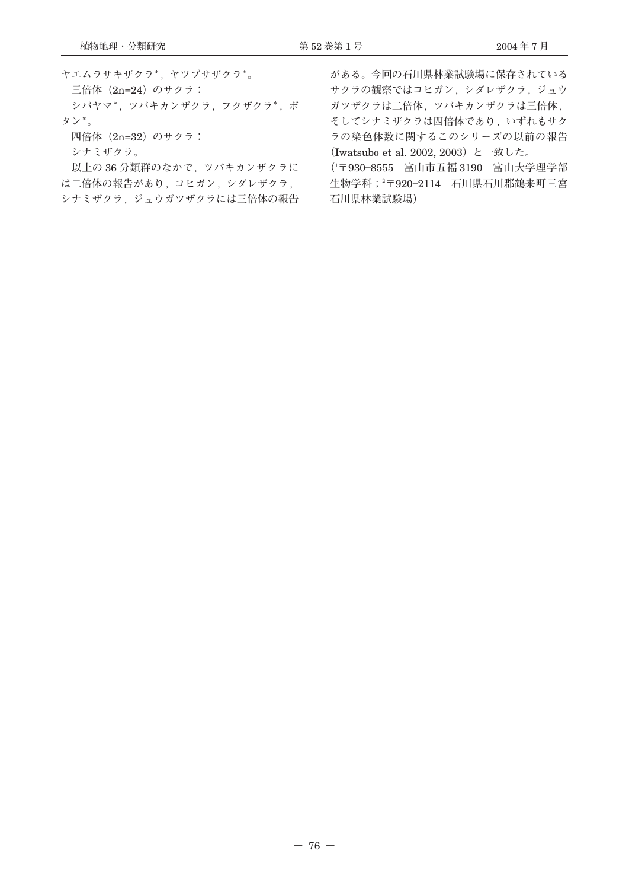ヤエムラサキザクラ*，ヤツブサザクラ*。

三倍体（2n=24）のサクラ：

シバヤマ*，ツバキカンザクラ，フクザクラ*，ボタン*。

四倍体（2n=32）のサクラ：

シナミザクラ。

以上の 36 分類群のなかで，ツバキカンザクラには二倍体の報告があり，コヒガン，シダレザクラ，シナミザクラ，ジュウガツザクラには三倍体の報告がある。今回の石川県林業試験場に保存されているサクラの観察ではコヒガン，シダレザクラ，ジュウガツザクラは二倍体，ツバキカンザクラは三倍体，そしてシナミザクラは四倍体であり，いずれもサクラの染色体数に関するこのシリーズの以前の報告（Iwatsubo et al. 2002, 2003）と一致した。

([1]〒930-8555 富山市五福 3190 富山大学理学部生物学科；[2]〒920-2114 石川県石川郡鶴来町三宮 石川県林業試験場）